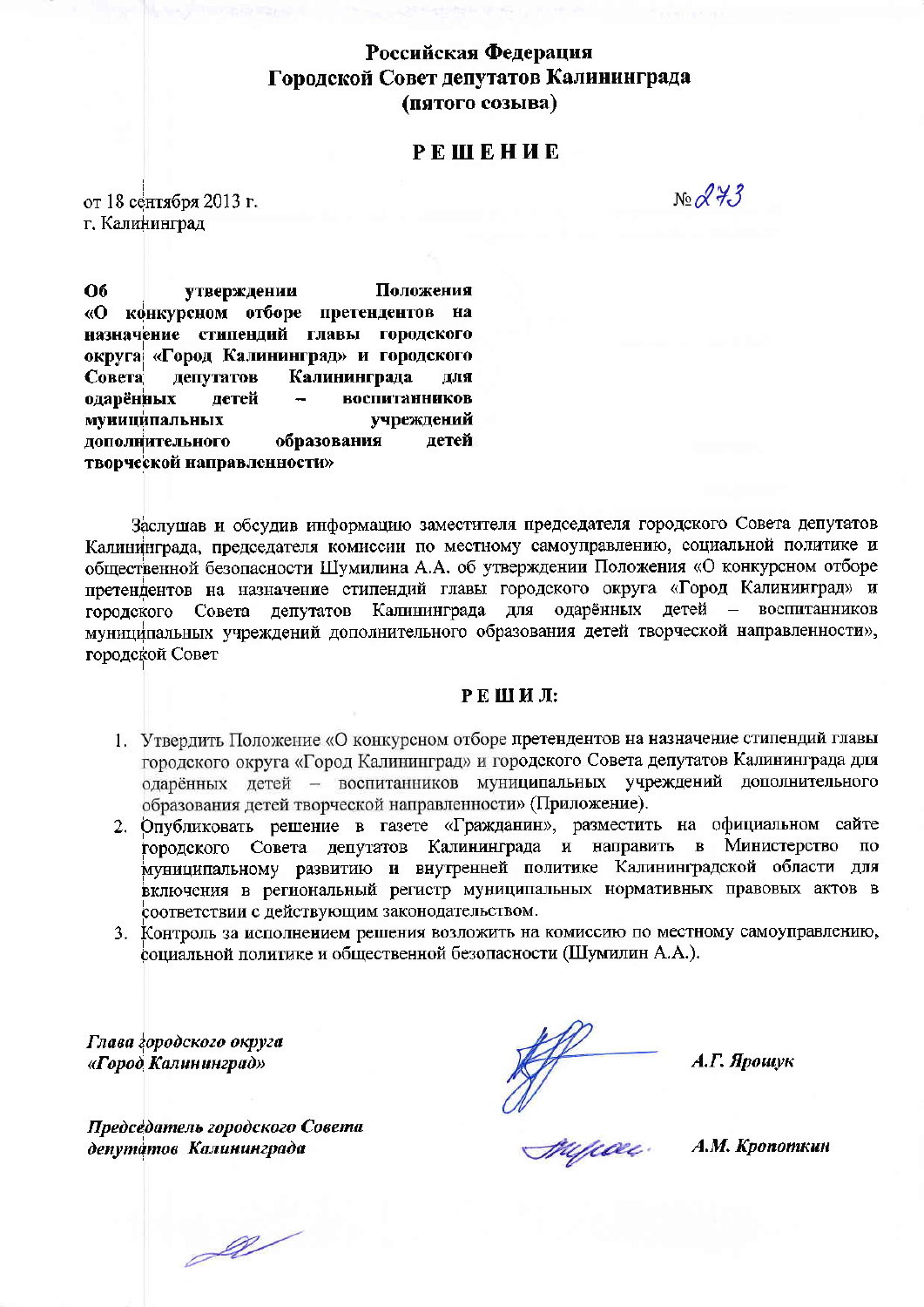**Российская Федерация**
**Городской Совет депутатов Калининграда**
**(пятого созыва)**

# РЕШЕНИЕ

от 18 сентября 2013 г.
г. Калининград

№ 273

**Об утверждении Положения «О конкурсном отборе претендентов на назначение стипендий главы городского округа «Город Калининград» и городского Совета депутатов Калининграда для одарённых детей – воспитанников муниципальных учреждений дополнительного образования детей творческой направленности»**

Заслушав и обсудив информацию заместителя председателя городского Совета депутатов Калининграда, председателя комиссии по местному самоуправлению, социальной политике и общественной безопасности Шумилина А.А. об утверждении Положения «О конкурсном отборе претендентов на назначение стипендий главы городского округа «Город Калининград» и городского Совета депутатов Калининграда для одарённых детей – воспитанников муниципальных учреждений дополнительного образования детей творческой направленности», городской Совет

**РЕШИЛ:**

1. Утвердить Положение «О конкурсном отборе претендентов на назначение стипендий главы городского округа «Город Калининград» и городского Совета депутатов Калининграда для одарённых детей – воспитанников муниципальных учреждений дополнительного образования детей творческой направленности» (Приложение).
2. Опубликовать решение в газете «Гражданин», разместить на официальном сайте городского Совета депутатов Калининграда и направить в Министерство по муниципальному развитию и внутренней политике Калининградской области для включения в региональный регистр муниципальных нормативных правовых актов в соответствии с действующим законодательством.
3. Контроль за исполнением решения возложить на комиссию по местному самоуправлению, социальной политике и общественной безопасности (Шумилин А.А.).

*Глава городского округа «Город Калининград»* — **А.Г. Ярошук**

*Председатель городского Совета депутатов Калининграда* — **А.М. Кропоткин**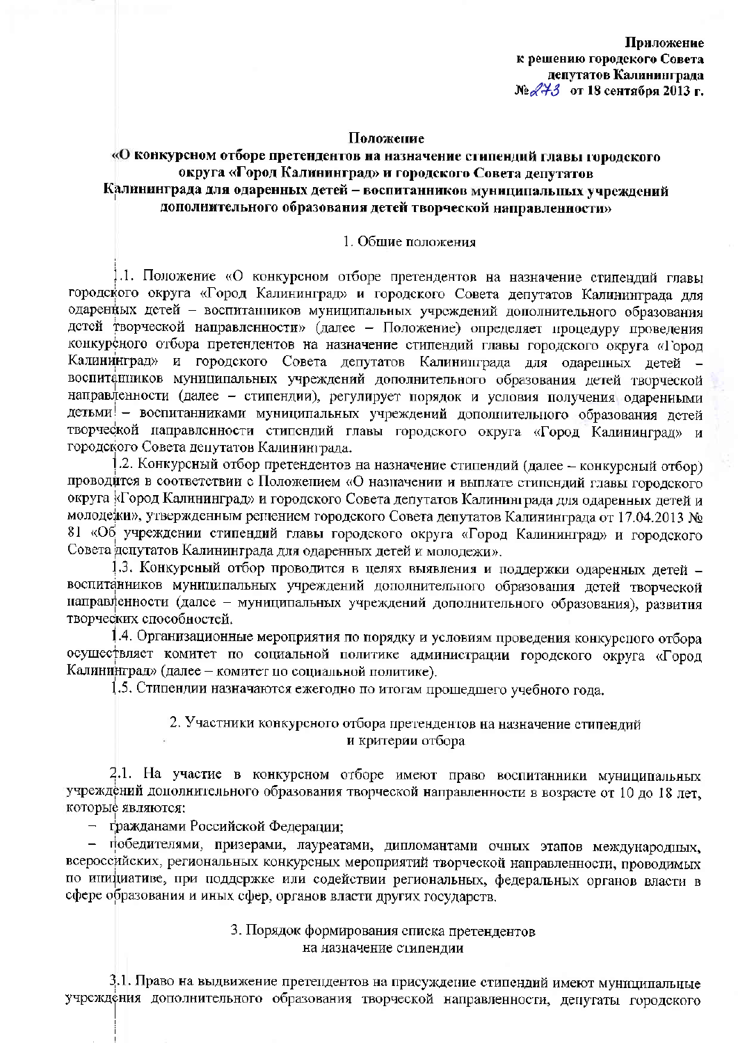**Приложение**
**к решению городского Совета**
**депутатов Калининграда**
**№273 от 18 сентября 2013 г.**

**Положение**
**«О конкурсном отборе претендентов на назначение стипендий главы городского округа «Город Калининград» и городского Совета депутатов Калининграда для одаренных детей – воспитанников муниципальных учреждений дополнительного образования детей творческой направленности»**

1. Общие положения

1.1. Положение «О конкурсном отборе претендентов на назначение стипендий главы городского округа «Город Калининград» и городского Совета депутатов Калининграда для одаренных детей – воспитанников муниципальных учреждений дополнительного образования детей творческой направленности» (далее – Положение) определяет процедуру проведения конкурсного отбора претендентов на назначение стипендий главы городского округа «Город Калининград» и городского Совета депутатов Калининграда для одаренных детей – воспитанников муниципальных учреждений дополнительного образования детей творческой направленности (далее – стипендии), регулирует порядок и условия получения одаренными детьми – воспитанниками муниципальных учреждений дополнительного образования детей творческой направленности стипендий главы городского округа «Город Калининград» и городского Совета депутатов Калининграда.

1.2. Конкурсный отбор претендентов на назначение стипендий (далее – конкурсный отбор) проводится в соответствии с Положением «О назначении и выплате стипендий главы городского округа «Город Калининград» и городского Совета депутатов Калининграда для одаренных детей и молодежи», утвержденным решением городского Совета депутатов Калининграда от 17.04.2013 № 81 «Об учреждении стипендий главы городского округа «Город Калининград» и городского Совета депутатов Калининграда для одаренных детей и молодежи».

1.3. Конкурсный отбор проводится в целях выявления и поддержки одаренных детей – воспитанников муниципальных учреждений дополнительного образования детей творческой направленности (далее – муниципальных учреждений дополнительного образования), развития творческих способностей.

1.4. Организационные мероприятия по порядку и условиям проведения конкурсного отбора осуществляет комитет по социальной политике администрации городского округа «Город Калининград» (далее – комитет по социальной политике).

1.5. Стипендии назначаются ежегодно по итогам прошедшего учебного года.

2. Участники конкурсного отбора претендентов на назначение стипендий и критерии отбора

2.1. На участие в конкурсном отборе имеют право воспитанники муниципальных учреждений дополнительного образования творческой направленности в возрасте от 10 до 18 лет, которые являются:

- гражданами Российской Федерации;
- победителями, призерами, лауреатами, дипломантами очных этапов международных, всероссийских, региональных конкурсных мероприятий творческой направленности, проводимых по инициативе, при поддержке или содействии региональных, федеральных органов власти в сфере образования и иных сфер, органов власти других государств.

3. Порядок формирования списка претендентов на назначение стипендии

3.1. Право на выдвижение претендентов на присуждение стипендий имеют муниципальные учреждения дополнительного образования творческой направленности, депутаты городского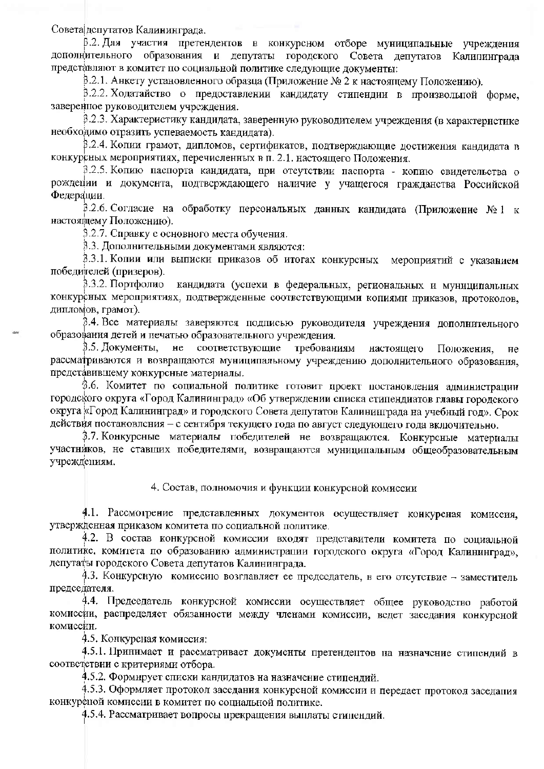Совета депутатов Калининграда.

3.2. Для участия претендентов в конкурсном отборе муниципальные учреждения дополнительного образования и депутаты городского Совета депутатов Калининграда представляют в комитет по социальной политике следующие документы:

3.2.1. Анкету установленного образца (Приложение № 2 к настоящему Положению).

3.2.2. Ходатайство о предоставлении кандидату стипендии в произвольной форме, заверенное руководителем учреждения.

3.2.3. Характеристику кандидата, заверенную руководителем учреждения (в характеристике необходимо отразить успеваемость кандидата).

3.2.4. Копии грамот, дипломов, сертификатов, подтверждающие достижения кандидата в конкурсных мероприятиях, перечисленных в п. 2.1. настоящего Положения.

3.2.5. Копию паспорта кандидата, при отсутствии паспорта - копию свидетельства о рождении и документа, подтверждающего наличие у учащегося гражданства Российской Федерации.

3.2.6. Согласие на обработку персональных данных кандидата (Приложение № 1 к настоящему Положению).

3.2.7. Справку с основного места обучения.

3.3. Дополнительными документами являются:

3.3.1. Копии или выписки приказов об итогах конкурсных мероприятий с указанием победителей (призеров).

3.3.2. Портфолио кандидата (успехи в федеральных, региональных и муниципальных конкурсных мероприятиях, подтвержденные соответствующими копиями приказов, протоколов, дипломов, грамот).

3.4. Все материалы заверяются подписью руководителя учреждения дополнительного образования детей и печатью образовательного учреждения.

3.5. Документы, не соответствующие требованиям настоящего Положения, не рассматриваются и возвращаются муниципальному учреждению дополнительного образования, представившему конкурсные материалы.

3.6. Комитет по социальной политике готовит проект постановления администрации городского округа «Город Калининград» «Об утверждении списка стипендиатов главы городского округа «Город Калининград» и городского Совета депутатов Калининграда на учебный год». Срок действия постановления – с сентября текущего года по август следующего года включительно.

3.7. Конкурсные материалы победителей не возвращаются. Конкурсные материалы участников, не ставших победителями, возвращаются муниципальным общеобразовательным учреждениям.

## 4. Состав, полномочия и функции конкурсной комиссии

4.1. Рассмотрение представленных документов осуществляет конкурсная комиссия, утвержденная приказом комитета по социальной политике.

4.2. В состав конкурсной комиссии входят представители комитета по социальной политике, комитета по образованию администрации городского округа «Город Калининград», депутаты городского Совета депутатов Калининграда.

4.3. Конкурсную комиссию возглавляет ее председатель, в его отсутствие – заместитель председателя.

4.4. Председатель конкурсной комиссии осуществляет общее руководство работой комиссии, распределяет обязанности между членами комиссии, ведет заседания конкурсной комиссии.

4.5. Конкурсная комиссия:

4.5.1. Принимает и рассматривает документы претендентов на назначение стипендий в соответствии с критериями отбора.

4.5.2. Формирует списки кандидатов на назначение стипендий.

4.5.3. Оформляет протокол заседания конкурсной комиссии и передает протокол заседания конкурсной комиссии в комитет по социальной политике.

4.5.4. Рассматривает вопросы прекращения выплаты стипендий.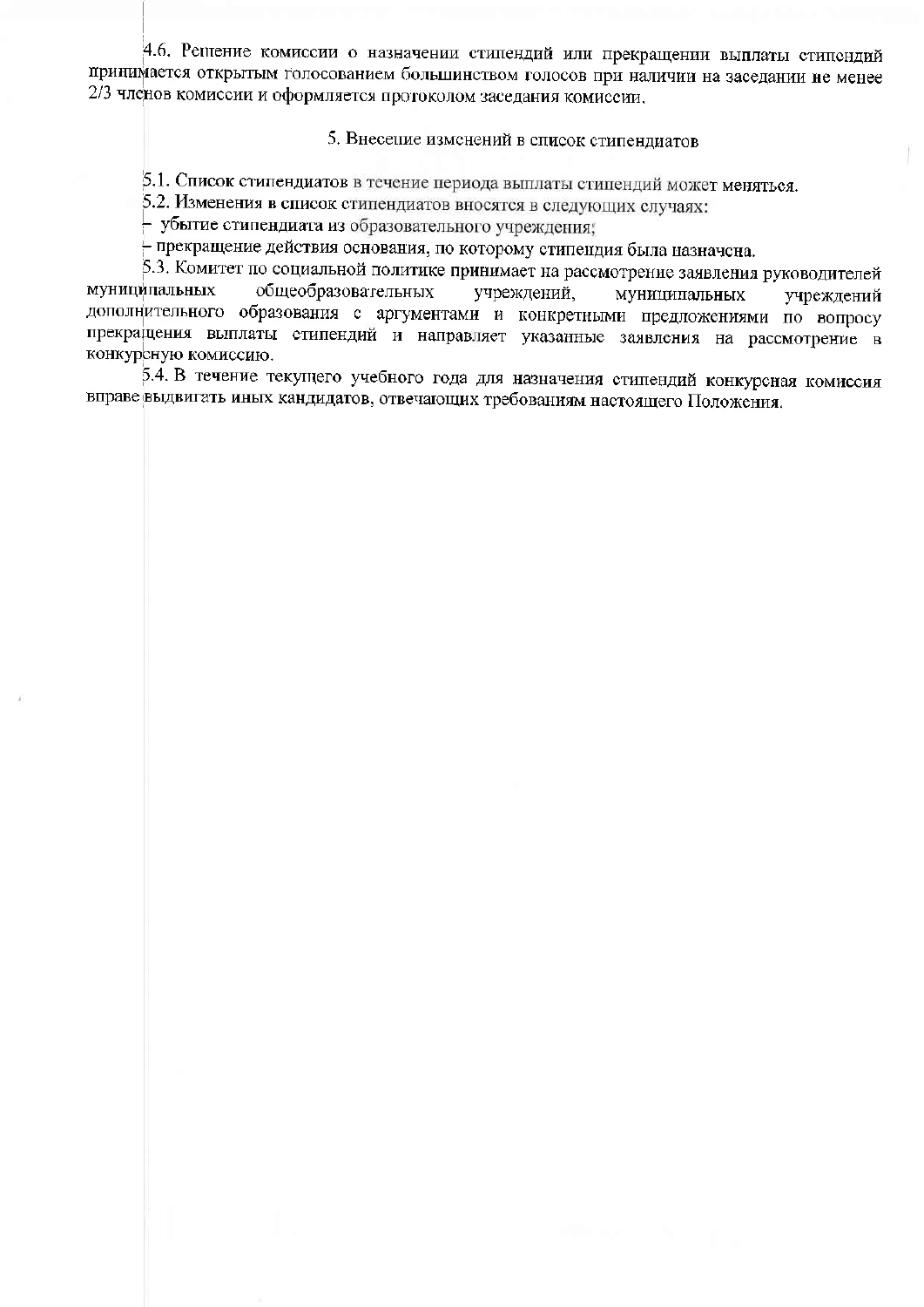4.6. Решение комиссии о назначении стипендий или прекращении выплаты стипендий принимается открытым голосованием большинством голосов при наличии на заседании не менее 2/3 членов комиссии и оформляется протоколом заседания комиссии.

## 5. Внесение изменений в список стипендиатов

5.1. Список стипендиатов в течение периода выплаты стипендий может меняться.

5.2. Изменения в список стипендиатов вносятся в следующих случаях:

– убытие стипендиата из образовательного учреждения;

– прекращение действия основания, по которому стипендия была назначена.

5.3. Комитет по социальной политике принимает на рассмотрение заявления руководителей муниципальных общеобразовательных учреждений, муниципальных учреждений дополнительного образования с аргументами и конкретными предложениями по вопросу прекращения выплаты стипендий и направляет указанные заявления на рассмотрение в конкурсную комиссию.

5.4. В течение текущего учебного года для назначения стипендий конкурсная комиссия вправе выдвигать иных кандидатов, отвечающих требованиям настоящего Положения.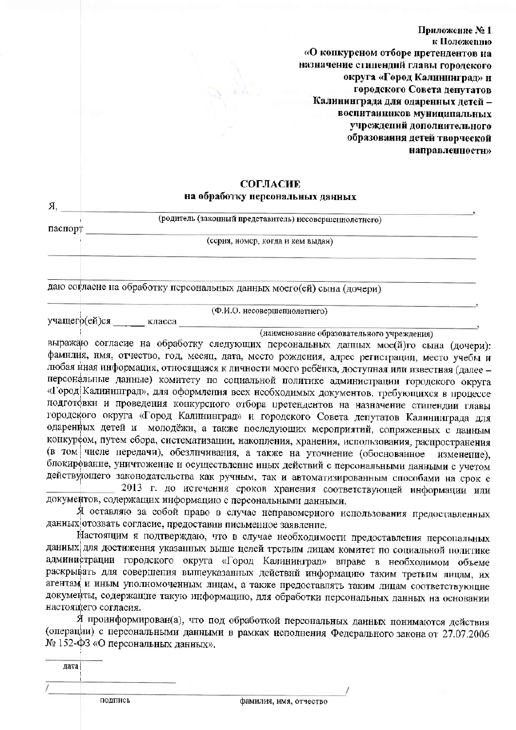**Приложение № 1**
**к Положению**
**«О конкурсном отборе претендентов на назначение стипендий главы городского округа «Город Калининград» и городского Совета депутатов Калининграда для одаренных детей – воспитанников муниципальных учреждений дополнительного образования детей творческой направленности»**

## СОГЛАСИЕ
### на обработку персональных данных

Я, ____________________________________________________________,
(родитель (законный представитель) несовершеннолетнего)

паспорт ____________________________________________________________
(серия, номер, когда и кем выдан)

____________________________________________________________

____________________________________________________________

даю согласие на обработку персональных данных моего(ей) сына (дочери)

____________________________________________________________,
(Ф.И.О. несовершеннолетнего)

учащего(ей)ся ______ класса ____________________________________________,
(наименование образовательного учреждения)

выражаю согласие на обработку следующих персональных данных мое(й)го сына (дочери): фамилия, имя, отчество, год, месяц, дата, место рождения, адрес регистрации, место учебы и любая иная информация, относящаяся к личности моего ребёнка, доступная или известная (далее – персональные данные) комитету по социальной политике администрации городского округа «Город Калининград», для оформления всех необходимых документов, требующихся в процессе подготовки и проведения конкурсного отбора претендентов на назначение стипендии главы городского округа «Город Калининград» и городского Совета депутатов Калининграда для одаренных детей и молодёжи, а также последующих мероприятий, сопряженных с данным конкурсом, путем сбора, систематизации, накопления, хранения, использования, распространения (в том числе передачи), обезличивания, а также на уточнение (обоснованное изменение), блокирование, уничтожение и осуществление иных действий с персональными данными с учетом действующего законодательства как ручным, так и автоматизированным способами на срок с ____________ 2013 г. до истечения сроков хранения соответствующей информации или документов, содержащих информацию с персональными данными.

Я оставляю за собой право в случае неправомерного использования предоставленных данных отозвать согласие, предоставив письменное заявление.

Настоящим я подтверждаю, что в случае необходимости предоставления персональных данных для достижения указанных выше целей третьим лицам комитет по социальной политике администрации городского округа «Город Калининград» вправе в необходимом объеме раскрывать для совершения вышеуказанных действий информацию таким третьим лицам, их агентам и иным уполномоченным лицам, а также предоставлять таким лицам соответствующие документы, содержащие такую информацию, для обработки персональных данных на основании настоящего согласия.

Я проинформирован(а), что под обработкой персональных данных понимаются действия (операции) с персональными данными в рамках исполнения Федерального закона от 27.07.2006 № 152-ФЗ «О персональных данных».

__________
дата

/______________________ ______________________________________/
подпись фамилия, имя, отчество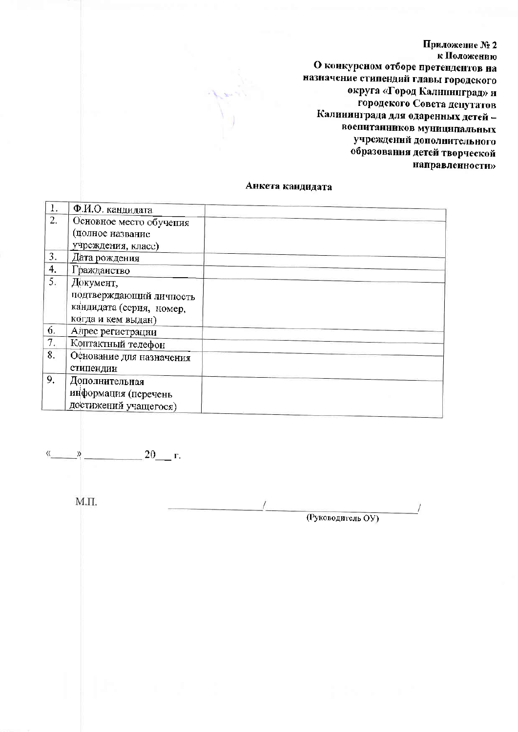**Приложение № 2**
**к Положению**
**О конкурсном отборе претендентов на назначение стипендий главы городского округа «Город Калининград» и городского Совета депутатов Калининграда для одаренных детей – воспитанников муниципальных учреждений дополнительного образования детей творческой направленности»**

**Анкета кандидата**

| | | |
|---|---|---|
| 1. | Ф.И.О. кандидата | |
| 2. | Основное место обучения (полное название учреждения, класс) | |
| 3. | Дата рождения | |
| 4. | Гражданство | |
| 5. | Документ, подтверждающий личность кандидата (серия, номер, когда и кем выдан) | |
| 6. | Адрес регистрации | |
| 7. | Контактный телефон | |
| 8. | Основание для назначения стипендии | |
| 9. | Дополнительная информация (перечень достижений учащегося) | |

«_____» __________ 20__ г.

М.П. _________________/___________________________/
(Руководитель ОУ)